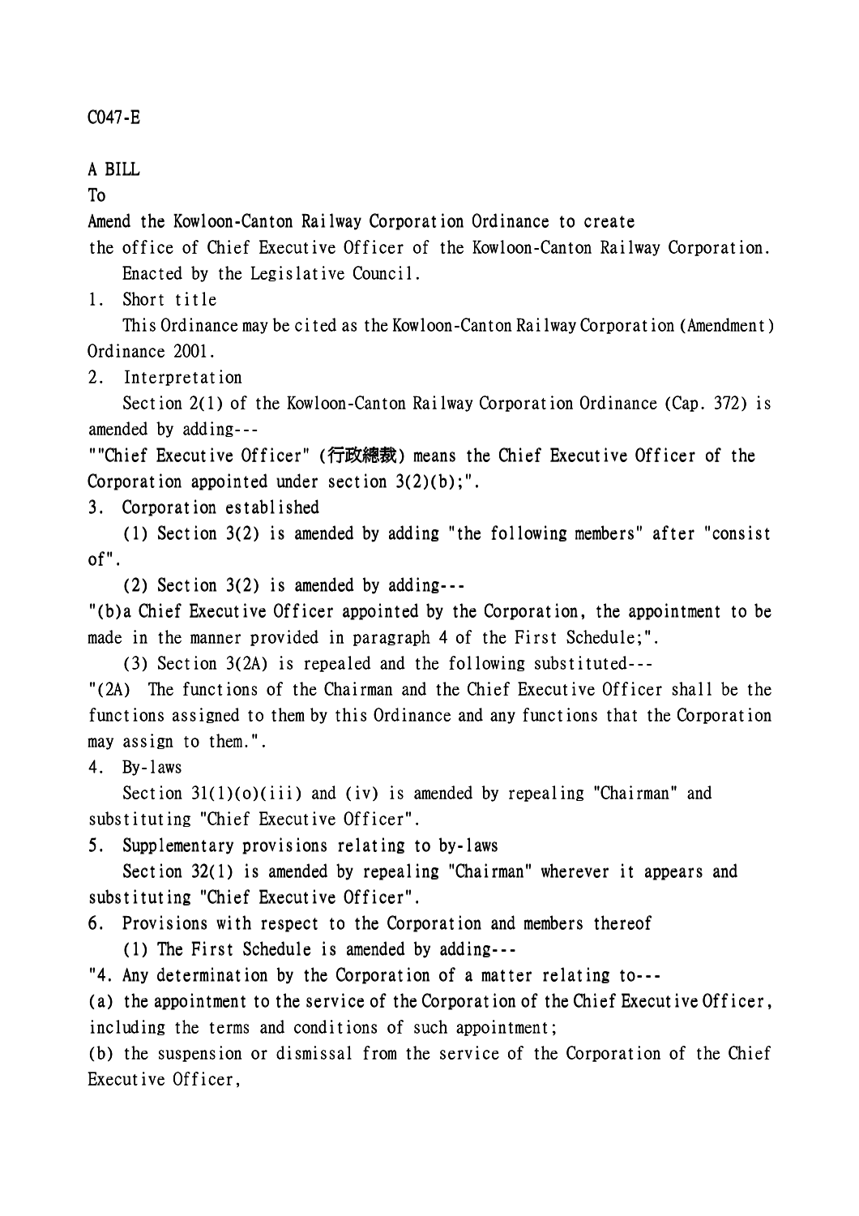C047-E

A BILL

To

Amend the Kowloon-Canton Railway Corporation Ordinance to create the office of Chief Executive Officer of the Kowloon-Canton Railway Corporation.

Enacted by the Legislative Council.

1. Short title

This Ordinance may be cited as the Kowloon-Canton Railway Corporation (Amendment) Ordinance 2001.

2. Interpretation

Section 2(1) of the Kowloon-Canton Railway Corporation Ordinance (Cap. 372) is amended by adding---

""Chief Executive Officer" (行政總裁) means the Chief Executive Officer of the Corporation appointed under section 3(2)(b);".

3. Corporation established

(1) Section 3(2) is amended by adding "the following members" after "consist of".

(2) Section 3(2) is amended by adding---

"(b)a Chief Executive Officer appointed by the Corporation, the appointment to be made in the manner provided in paragraph 4 of the First Schedule;".

(3) Section 3(2A) is repealed and the following substituted---

"(2A) The functions of the Chairman and the Chief Executive Officer shall be the functions assigned to them by this Ordinance and any functions that the Corporation may assign to them.".

4. By-laws

Section 31(1)(o)(iii) and (iv) is amended by repealing "Chairman" and substituting "Chief Executive Officer".

5. Supplementary provisions relating to by-laws

Section 32(1) is amended by repealing "Chairman" wherever it appears and substituting "Chief Executive Officer".

6. Provisions with respect to the Corporation and members thereof

(1) The First Schedule is amended by adding---

"4. Any determination by the Corporation of a matter relating to---

(a) the appointment to the service of the Corporation of the Chief Executive Officer, including the terms and conditions of such appointment;

(b) the suspension or dismissal from the service of the Corporation of the Chief Executive Officer,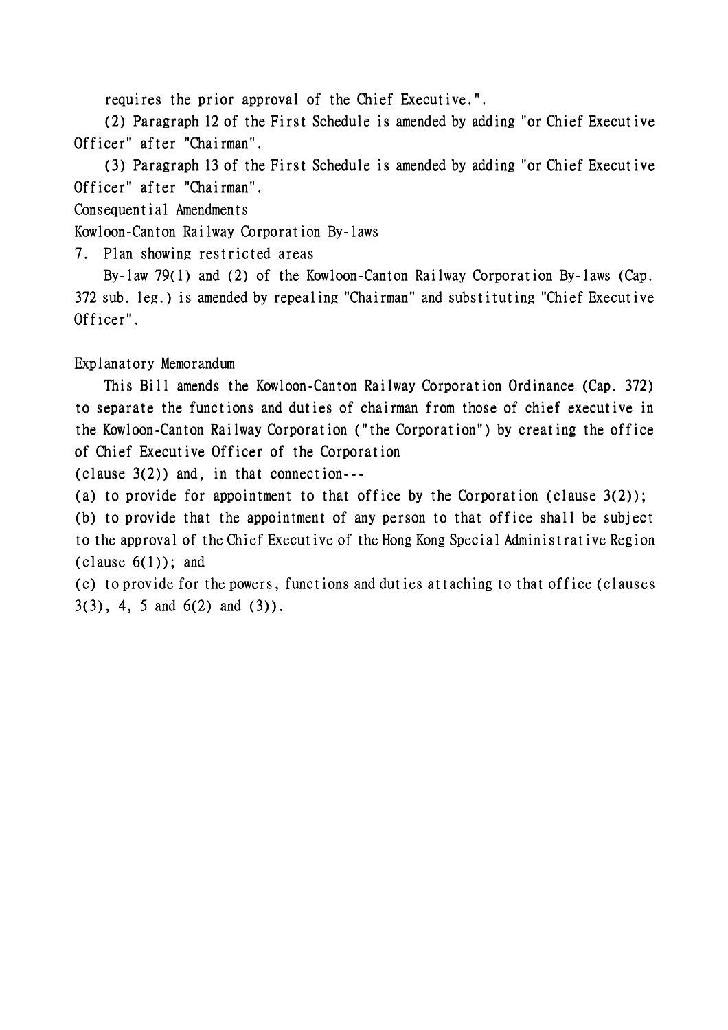requires the prior approval of the Chief Executive.".

(2) Paragraph 12 of the First Schedule is amended by adding "or Chief Executive Officer" after "Chairman".

(3) Paragraph 13 of the First Schedule is amended by adding "or Chief Executive Officer" after "Chairman".

Consequential Amendments

Kowloon-Canton Railway Corporation By-laws

7. Plan showing restricted areas

By-law 79(1) and (2) of the Kowloon-Canton Railway Corporation By-laws (Cap. 372 sub. leg.) is amended by repealing "Chairman" and substituting "Chief Executive Officer".

Explanatory Memorandum

This Bill amends the Kowloon-Canton Railway Corporation Ordinance (Cap. 372) to separate the functions and duties of chairman from those of chief executive in the Kowloon-Canton Railway Corporation ("the Corporation") by creating the office of Chief Executive Officer of the Corporation (clause 3(2)) and, in that connection---

(a) to provide for appointment to that office by the Corporation (clause 3(2));

(b) to provide that the appointment of any person to that office shall be subject to the approval of the Chief Executive of the Hong Kong Special Administrative Region (clause 6(1)); and

(c) to provide for the powers, functions and duties attaching to that office (clauses 3(3), 4, 5 and 6(2) and (3)).